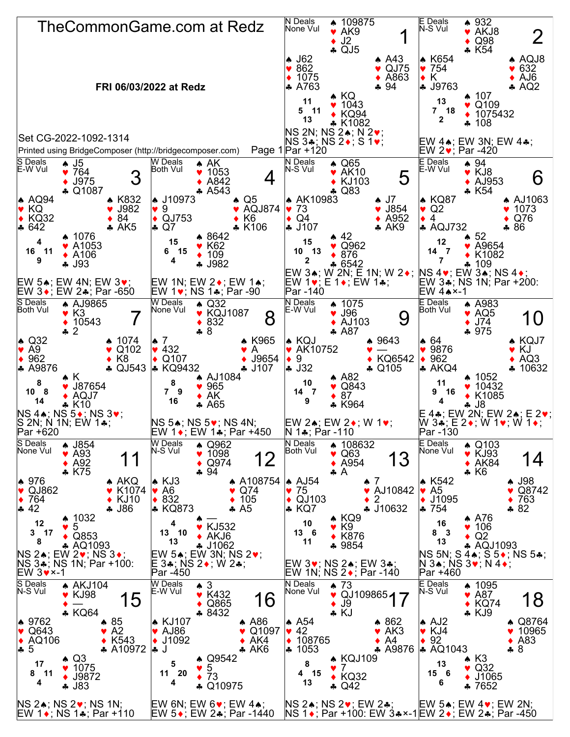# TheCommonGame.com at Redz

**FRI 06/03/2022 at Redz**

Set CG-2022-1092-1314

Printed using BridgeComposer (http://bridgecomposer.com)

---

## Board 1
N Deals, None Vul

- North: ♠ 109875 ♥ AK9 ♦ J2 ♣ QJ5
- West: ♠ J62 ♥ 862 ♦ 1075 ♣ A763
- East: ♠ A43 ♥ QJ75 ♦ A863 ♣ 94
- South: ♠ KQ ♥ 1043 ♦ KQ94 ♣ K1082

HCP: N 11, W 5, E 11, S 13

NS 2N; NS 2♠; N 2♥; NS 3♣; NS 2♦; S 1♥; Par +120

## Board 2
E Deals, N-S Vul

- North: ♠ 932 ♥ AKJ8 ♦ Q98 ♣ K54
- West: ♠ K654 ♥ 754 ♦ K ♣ J9763
- East: ♠ AQJ8 ♥ 632 ♦ AJ6 ♣ AQ2
- South: ♠ 107 ♥ Q109 ♦ 1075432 ♣ 108

HCP: N 13, W 7, E 18, S 2

EW 4♠; EW 3N; EW 4♣; EW 2♥; Par -420

## Board 3
S Deals, E-W Vul

- North: ♠ J5 ♥ 764 ♦ J975 ♣ Q1087
- West: ♠ AQ94 ♥ KQ ♦ KQ32 ♣ 642
- East: ♠ K832 ♥ J982 ♦ 84 ♣ AK5
- South: ♠ 1076 ♥ A1053 ♦ A106 ♣ J93

HCP: N 4, W 16, E 11, S 9

EW 5♠; EW 4N; EW 3♥; EW 3♦; EW 2♣; Par -650

## Board 4
W Deals, Both Vul

- North: ♠ AK ♥ 1053 ♦ A842 ♣ A543
- West: ♠ J10973 ♥ 9 ♦ QJ753 ♣ Q7
- East: ♠ Q5 ♥ AQJ874 ♦ K6 ♣ K106
- South: ♠ 8642 ♥ K62 ♦ 109 ♣ J982

HCP: N 15, W 6, E 15, S 4

EW 1N; EW 2♦; EW 1♠; EW 1♥; NS 1♣; Par -90

## Board 5
N Deals, N-S Vul

- North: ♠ Q65 ♥ AK10 ♦ KJ103 ♣ Q83
- West: ♠ AK10983 ♥ 73 ♦ Q4 ♣ J107
- East: ♠ J7 ♥ J854 ♦ A952 ♣ AK9
- South: ♠ 42 ♥ Q962 ♦ 876 ♣ 6542

HCP: N 15, W 10, E 13, S 2

EW 3♠; W 2N; E 1N; W 2♦; EW 1♥; E 1♦; EW 1♣; Par -140

## Board 6
E Deals, E-W Vul

- North: ♠ 94 ♥ KJ8 ♦ AJ953 ♣ K54
- West: ♠ KQ87 ♥ Q2 ♦ 4 ♣ AQJ732
- East: ♠ AJ1063 ♥ 1073 ♦ Q76 ♣ 86
- South: ♠ 52 ♥ A9654 ♦ K1082 ♣ 109

HCP: N 12, W 14, E 7, S 7

NS 4♥; EW 3♠; NS 4♦; EW 3♣; NS 1N; Par +200: EW 4♠×-1

## Board 7
S Deals, Both Vul

- North: ♠ AJ9865 ♥ K3 ♦ 10543 ♣ 2
- West: ♠ Q32 ♥ A9 ♦ 962 ♣ A9876
- East: ♠ 1074 ♥ Q102 ♦ K8 ♣ QJ543
- South: ♠ K ♥ J87654 ♦ AQJ7 ♣ K10

HCP: N 8, W 10, E 8, S 14

NS 4♠; NS 5♦; NS 3♥; S 2N; N 1N; EW 1♣; Par +620

## Board 8
W Deals, None Vul

- North: ♠ Q962 ♥ KQJ1087 ♦ 832 ♣ 8
- West: ♠ 7 ♥ 432 ♦ Q107 ♣ KQ9432
- East: ♠ K965 ♥ A ♦ J9654 ♣ J107
- South: ♠ AJ1084 ♥ 965 ♦ AK ♣ A65

HCP: N 8, W 7, E 9, S 16

NS 5♠; NS 5♥; NS 4N; EW 1♦; EW 1♣; Par +450

## Board 9
N Deals, E-W Vul

- North: ♠ 1075 ♥ J96 ♦ AJ103 ♣ A87
- West: ♠ KQJ ♥ AK10752 ♦ 9 ♣ J32
- East: ♠ 9643 ♥ — ♦ KQ6542 ♣ Q105
- South: ♠ A82 ♥ Q843 ♦ 87 ♣ K964

HCP: N 10, W 14, E 7, S 9

EW 2♠; EW 2♦; W 1♥; N 1♣; Par -110

## Board 10
E Deals, Both Vul

- North: ♠ A983 ♥ AQ5 ♦ J74 ♣ 975
- West: ♠ 64 ♥ 9876 ♦ 962 ♣ AKQ4
- East: ♠ KQJ7 ♥ KJ ♦ AQ3 ♣ 10632
- South: ♠ 1052 ♥ 10432 ♦ K1085 ♣ J8

HCP: N 11, W 9, E 16, S 4

E 4♣; EW 2N; EW 2♠; E 2♥; W 3♣; E 2♦; W 1♥; W 1♦; Par -130

## Board 11
S Deals, None Vul

- North: ♠ J854 ♥ A93 ♦ A92 ♣ K75
- West: ♠ 976 ♥ QJ862 ♦ 764 ♣ 42
- East: ♠ AKQ ♥ K1074 ♦ KJ10 ♣ J86
- South: ♠ 1032 ♥ 5 ♦ Q853 ♣ AQ1093

HCP: N 12, W 3, E 17, S 8

NS 2♠; EW 2♥; NS 3♦; NS 3♣; NS 1N; Par +100: EW 3♥×-1

## Board 12
W Deals, N-S Vul

- North: ♠ Q962 ♥ 1098 ♦ Q974 ♣ 94
- West: ♠ KJ3 ♥ A6 ♦ 832 ♣ KQ873
- East: ♠ A108754 ♥ Q74 ♦ 105 ♣ A5
- South: ♠ — ♥ KJ532 ♦ AKJ6 ♣ J1062

HCP: N 4, W 13, E 10, S 13

EW 5♠; EW 3N; NS 2♥; E 3♣; NS 2♦; W 2♣; Par -450

## Board 13
N Deals, Both Vul

- North: ♠ 108632 ♥ Q63 ♦ A954 ♣ A
- West: ♠ AJ54 ♥ 75 ♦ QJ103 ♣ KQ7
- East: ♠ 7 ♥ AJ10842 ♦ 2 ♣ J10632
- South: ♠ KQ9 ♥ K9 ♦ K876 ♣ 9854

HCP: N 10, W 13, E 6, S 11

EW 3♥; NS 2♠; EW 3♣; EW 1N; NS 2♦; Par -140

## Board 14
E Deals, None Vul

- North: ♠ Q103 ♥ KJ93 ♦ AK84 ♣ K6
- West: ♠ K542 ♥ A5 ♦ J1095 ♣ 754
- East: ♠ J98 ♥ Q8742 ♦ 763 ♣ 82
- South: ♠ A76 ♥ 106 ♦ Q2 ♣ AQJ1093

HCP: N 16, W 8, E 3, S 13

NS 5N; S 4♠; S 5♦; NS 5♣; N 3♠; NS 3♥; N 4♦; Par +460

## Board 15
S Deals, N-S Vul

- North: ♠ AKJ104 ♥ KJ98 ♦ — ♣ KQ64
- West: ♠ 9762 ♥ Q643 ♦ AQ106 ♣ 5
- East: ♠ 85 ♥ A2 ♦ K543 ♣ A10972
- South: ♠ Q3 ♥ 1075 ♦ J9872 ♣ J83

HCP: N 17, W 8, E 11, S 4

NS 2♠; NS 2♥; NS 1N; EW 1♦; NS 1♣; Par +110

## Board 16
W Deals, E-W Vul

- North: ♠ 3 ♥ K432 ♦ Q865 ♣ 8432
- West: ♠ KJ107 ♥ AJ86 ♦ J1092 ♣ J
- East: ♠ A86 ♥ Q1097 ♦ AK4 ♣ AK6
- South: ♠ Q9542 ♥ 5 ♦ 73 ♣ Q10975

HCP: N 5, W 11, E 20, S 4

EW 6N; EW 6♥; EW 4♠; EW 5♦; EW 2♣; Par -1440

## Board 17
N Deals, None Vul

- North: ♠ 73 ♥ QJ109865 ♦ J9 ♣ KJ
- West: ♠ A54 ♥ 42 ♦ 108765 ♣ 1053
- East: ♠ 862 ♥ AK3 ♦ A4 ♣ A9876
- South: ♠ KQJ109 ♥ 7 ♦ KQ32 ♣ Q42

HCP: N 8, W 4, E 15, S 13

NS 2♠; NS 2♥; EW 2♣; NS 1♦; Par +100: EW 3♣×-1

## Board 18
E Deals, N-S Vul

- North: ♠ 1095 ♥ A87 ♦ KQ74 ♣ KJ9
- West: ♠ AJ2 ♥ KJ4 ♦ 92 ♣ AQ1043
- East: ♠ Q8764 ♥ 10965 ♦ A83 ♣ 8
- South: ♠ K3 ♥ Q32 ♦ J1065 ♣ 7652

HCP: N 13, W 15, E 6, S 6

EW 5♠; EW 4♥; EW 2N; EW 2♦; EW 2♣; Par -450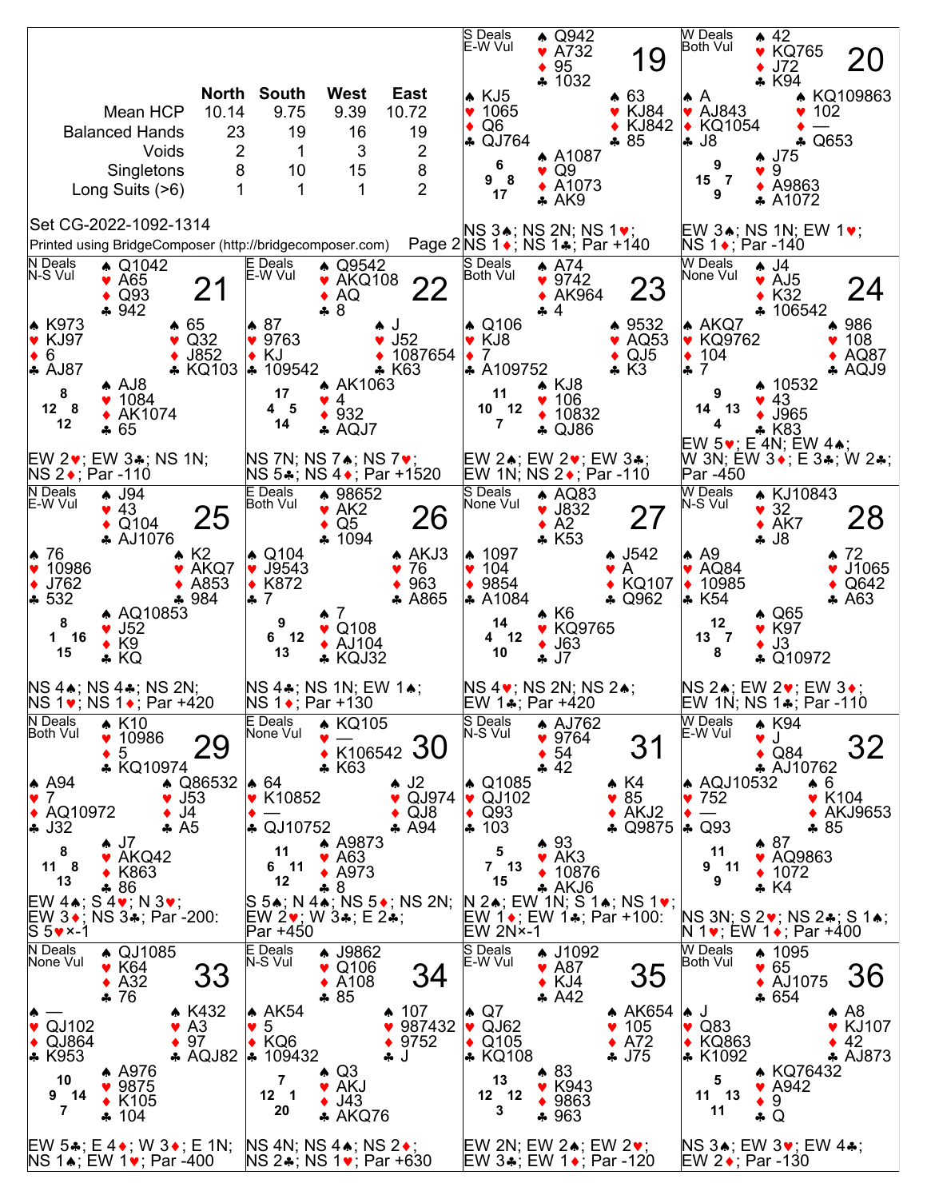| | North | South | West | East |
|---|---|---|---|---|
| Mean HCP | 10.14 | 9.75 | 9.39 | 10.72 |
| Balanced Hands | 23 | 19 | 16 | 19 |
| Voids | 2 | 1 | 3 | 2 |
| Singletons | 8 | 10 | 15 | 8 |
| Long Suits (>6) | 1 | 1 | 1 | 2 |

Set CG-2022-1092-1314

Printed using BridgeComposer (http://bridgecomposer.com)

## Board 19

S Deals, E-W Vul

North: ♠ Q942 ♥ A732 ♦ 95 ♣ 1032

West: ♠ KJ5 ♥ 1065 ♦ Q6 ♣ QJ764

East: ♠ 63 ♥ KJ84 ♦ KJ842 ♣ 85

South: ♠ A1087 ♥ Q9 ♦ A1073 ♣ AK9

HCP: N 6, W 9, E 8, S 17

NS 3♠; NS 2N; NS 1♥; NS 1♦; NS 1♣; Par +140

## Board 20

W Deals, Both Vul

North: ♠ 42 ♥ KQ765 ♦ J72 ♣ K94

West: ♠ A ♥ AJ843 ♦ KQ1054 ♣ J8

East: ♠ KQ109863 ♥ 102 ♦ — ♣ Q653

South: ♠ J75 ♥ 9 ♦ A9863 ♣ A1072

HCP: N 9, W 15, E 7, S 9

EW 3♠; NS 1N; EW 1♥; NS 1♦; Par -140

## Board 21

N Deals, N-S Vul

North: ♠ Q1042 ♥ A65 ♦ Q93 ♣ 942

West: ♠ K973 ♥ KJ97 ♦ 6 ♣ AJ87

East: ♠ 65 ♥ Q32 ♦ J852 ♣ KQ103

South: ♠ AJ8 ♥ 1084 ♦ AK1074 ♣ 65

HCP: N 8, W 12, E 8, S 12

EW 2♥; EW 3♣; NS 1N; NS 2♦; Par -110

## Board 22

E Deals, E-W Vul

North: ♠ Q9542 ♥ AKQ108 ♦ AQ ♣ 8

West: ♠ 87 ♥ 9763 ♦ KJ ♣ 109542

East: ♠ J ♥ J52 ♦ 1087654 ♣ K63

South: ♠ AK1063 ♥ 4 ♦ 932 ♣ AQJ7

HCP: N 17, W 4, E 5, S 14

NS 7N; NS 7♠; NS 7♥; NS 5♣; NS 4♦; Par +1520

## Board 23

S Deals, Both Vul

North: ♠ A74 ♥ 9742 ♦ AK964 ♣ 4

West: ♠ Q106 ♥ KJ8 ♦ 7 ♣ A109752

East: ♠ 9532 ♥ AQ53 ♦ QJ5 ♣ K3

South: ♠ KJ8 ♥ 106 ♦ 10832 ♣ QJ86

HCP: N 11, W 10, E 12, S 7

EW 2♠; EW 2♥; EW 3♣; EW 1N; NS 2♦; Par -110

## Board 24

W Deals, None Vul

North: ♠ J4 ♥ AJ5 ♦ K32 ♣ 106542

West: ♠ AKQ7 ♥ KQ9762 ♦ 104 ♣ 7

East: ♠ 986 ♥ 108 ♦ AQ87 ♣ AQJ9

South: ♠ 10532 ♥ 43 ♦ J965 ♣ K83

HCP: N 9, W 14, E 13, S 4

EW 5♥; E 4N; EW 4♠; W 3N; EW 3♦; E 3♣; W 2♣; Par -450

## Board 25

N Deals, E-W Vul

North: ♠ J94 ♥ 43 ♦ Q104 ♣ AJ1076

West: ♠ 76 ♥ 10986 ♦ J762 ♣ 532

East: ♠ K2 ♥ AKQ7 ♦ A853 ♣ 984

South: ♠ AQ10853 ♥ J52 ♦ K9 ♣ KQ

HCP: N 8, W 1, E 16, S 15

NS 4♠; NS 4♣; NS 2N; NS 1♥; NS 1♦; Par +420

## Board 26

E Deals, Both Vul

North: ♠ 98652 ♥ AK2 ♦ Q5 ♣ 1094

West: ♠ Q104 ♥ J9543 ♦ K872 ♣ 7

East: ♠ AKJ3 ♥ 76 ♦ 963 ♣ A865

South: ♠ 7 ♥ Q108 ♦ AJ104 ♣ KQJ32

HCP: N 9, W 6, E 12, S 13

NS 4♣; NS 1N; EW 1♠; NS 1♦; Par +130

## Board 27

S Deals, None Vul

North: ♠ AQ83 ♥ J832 ♦ A2 ♣ K53

West: ♠ 1097 ♥ 104 ♦ 9854 ♣ A1084

East: ♠ J542 ♥ A ♦ KQ107 ♣ Q962

South: ♠ K6 ♥ KQ9765 ♦ J63 ♣ J7

HCP: N 14, W 4, E 12, S 10

NS 4♥; NS 2N; NS 2♠; EW 1♣; Par +420

## Board 28

W Deals, N-S Vul

North: ♠ KJ10843 ♥ 32 ♦ AK7 ♣ J8

West: ♠ A9 ♥ AQ84 ♦ 10985 ♣ K54

East: ♠ 72 ♥ J1065 ♦ Q642 ♣ A63

South: ♠ Q65 ♥ K97 ♦ J3 ♣ Q10972

HCP: N 12, W 13, E 7, S 8

NS 2♠; EW 2♥; EW 3♦; EW 1N; NS 1♣; Par -110

## Board 29

N Deals, Both Vul

North: ♠ K10 ♥ 10986 ♦ 5 ♣ KQ10974

West: ♠ A94 ♥ 7 ♦ AQ10972 ♣ J32

East: ♠ Q86532 ♥ J53 ♦ J4 ♣ A5

South: ♠ J7 ♥ AKQ42 ♦ K863 ♣ 86

HCP: N 8, W 11, E 8, S 13

EW 4♠; S 4♥; N 3♥; EW 3♦; NS 3♣; Par -200: S 5♥×-1

## Board 30

E Deals, None Vul

North: ♠ KQ105 ♥ — ♦ K106542 ♣ K63

West: ♠ 64 ♥ K10852 ♦ — ♣ QJ10752

East: ♠ J2 ♥ QJ974 ♦ QJ8 ♣ A94

South: ♠ A9873 ♥ A63 ♦ A973 ♣ 8

HCP: N 11, W 6, E 11, S 12

S 5♠; N 4♠; NS 5♦; NS 2N; EW 2♥; W 3♣; E 2♣; Par +450

## Board 31

S Deals, N-S Vul

North: ♠ AJ762 ♥ 9764 ♦ 54 ♣ 42

West: ♠ Q1085 ♥ QJ102 ♦ Q93 ♣ 103

East: ♠ K4 ♥ 85 ♦ AKJ2 ♣ Q9875

South: ♠ 93 ♥ AK3 ♦ 10876 ♣ AKJ6

HCP: N 5, W 7, E 13, S 15

N 2♠; EW 1N; S 1♠; NS 1♥; EW 1♦; EW 1♣; Par +100: EW 2N×-1

## Board 32

W Deals, E-W Vul

North: ♠ K94 ♥ J ♦ Q84 ♣ AJ10762

West: ♠ AQJ10532 ♥ 752 ♦ — ♣ Q93

East: ♠ 6 ♥ K104 ♦ AKJ9653 ♣ 85

South: ♠ 87 ♥ AQ9863 ♦ 1072 ♣ K4

HCP: N 11, W 9, E 11, S 9

NS 3N; S 2♥; NS 2♣; S 1♠; N 1♥; EW 1♦; Par +400

## Board 33

N Deals, None Vul

North: ♠ QJ1085 ♥ K64 ♦ A32 ♣ 76

West: ♠ — ♥ QJ102 ♦ QJ864 ♣ K953

East: ♠ K432 ♥ A3 ♦ 97 ♣ AQJ82

South: ♠ A976 ♥ 9875 ♦ K105 ♣ 104

HCP: N 10, W 9, E 14, S 7

EW 5♣; E 4♦; W 3♦; E 1N; NS 1♠; EW 1♥; Par -400

## Board 34

E Deals, N-S Vul

North: ♠ J9862 ♥ Q106 ♦ A108 ♣ 85

West: ♠ AK54 ♥ 5 ♦ KQ6 ♣ 109432

East: ♠ 107 ♥ 987432 ♦ 9752 ♣ J

South: ♠ Q3 ♥ AKJ ♦ J43 ♣ AKQ76

HCP: N 7, W 12, E 1, S 20

NS 4N; NS 4♠; NS 2♦; NS 2♣; NS 1♥; Par +630

## Board 35

S Deals, E-W Vul

North: ♠ J1092 ♥ A87 ♦ KJ4 ♣ A42

West: ♠ Q7 ♥ QJ62 ♦ Q105 ♣ KQ108

East: ♠ AK654 ♥ 105 ♦ A72 ♣ J75

South: ♠ 83 ♥ K943 ♦ 9863 ♣ 963

HCP: N 13, W 12, E 12, S 3

EW 2N; EW 2♠; EW 2♥; EW 3♣; EW 1♦; Par -120

## Board 36

W Deals, Both Vul

North: ♠ 1095 ♥ 65 ♦ AJ1075 ♣ 654

West: ♠ J ♥ Q83 ♦ KQ863 ♣ K1092

East: ♠ A8 ♥ KJ107 ♦ 42 ♣ AJ873

South: ♠ KQ76432 ♥ A942 ♦ 9 ♣ Q

HCP: N 5, W 11, E 13, S 11

NS 3♠; EW 3♥; EW 4♣; EW 2♦; Par -130